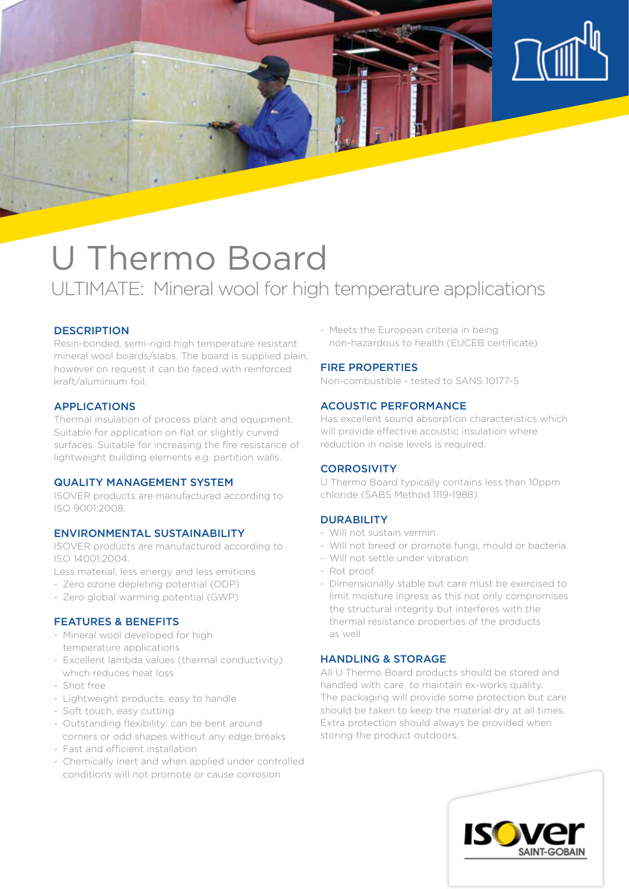# U Thermo Board

## ULTIMATE: Mineral wool for high temperature applications

### DESCRIPTION

Resin-bonded, semi-rigid high temperature resistant mineral wool boards/slabs. The board is supplied plain, however on request it can be faced with reinforced kraft/aluminium foil.

### APPLICATIONS

Thermal insulation of process plant and equipment. Suitable for application on flat or slightly curved surfaces. Suitable for increasing the fire resistance of lightweight building elements e.g. partition walls.

### QUALITY MANAGEMENT SYSTEM

ISOVER products are manufactured according to ISO 9001:2008.

### ENVIRONMENTAL SUSTAINABILITY

ISOVER products are manufactured according to ISO 14001:2004.

Less material, less energy and less emitions

- Zero ozone depleting potential (ODP)
- Zero global warming potential (GWP)

### FEATURES & BENEFITS

- Mineral wool developed for high temperature applications
- Excellent lambda values (thermal conductivity) which reduces heat loss
- Shot free
- Lightweight products, easy to handle
- Soft touch, easy cutting
- Outstanding flexibility: can be bent around corners or odd shapes without any edge breaks
- Fast and efficient installation
- Chemically inert and when applied under controlled conditions will not promote or cause corrosion
- Meets the European criteria in being non-hazardous to health (EUCEB certificate)

### FIRE PROPERTIES

Non-combustible - tested to SANS 10177-5

### ACOUSTIC PERFORMANCE

Has excellent sound absorption characteristics which will provide effective acoustic insulation where reduction in noise levels is required.

### CORROSIVITY

U Thermo Board typically contains less than 10ppm chloride (SABS Method 1119-1988).

### DURABILITY

- Will not sustain vermin
- Will not breed or promote fungi, mould or bacteria
- Will not settle under vibration
- Rot proof
- Dimensionally stable but care must be exercised to limit moisture ingress as this not only compromises the structural integrity but interferes with the thermal resistance properties of the products as well

### HANDLING & STORAGE

All U Thermo Board products should be stored and handled with care to maintain ex-works quality. The packaging will provide some protection but care should be taken to keep the material dry at all times. Extra protection should always be provided when storing the product outdoors.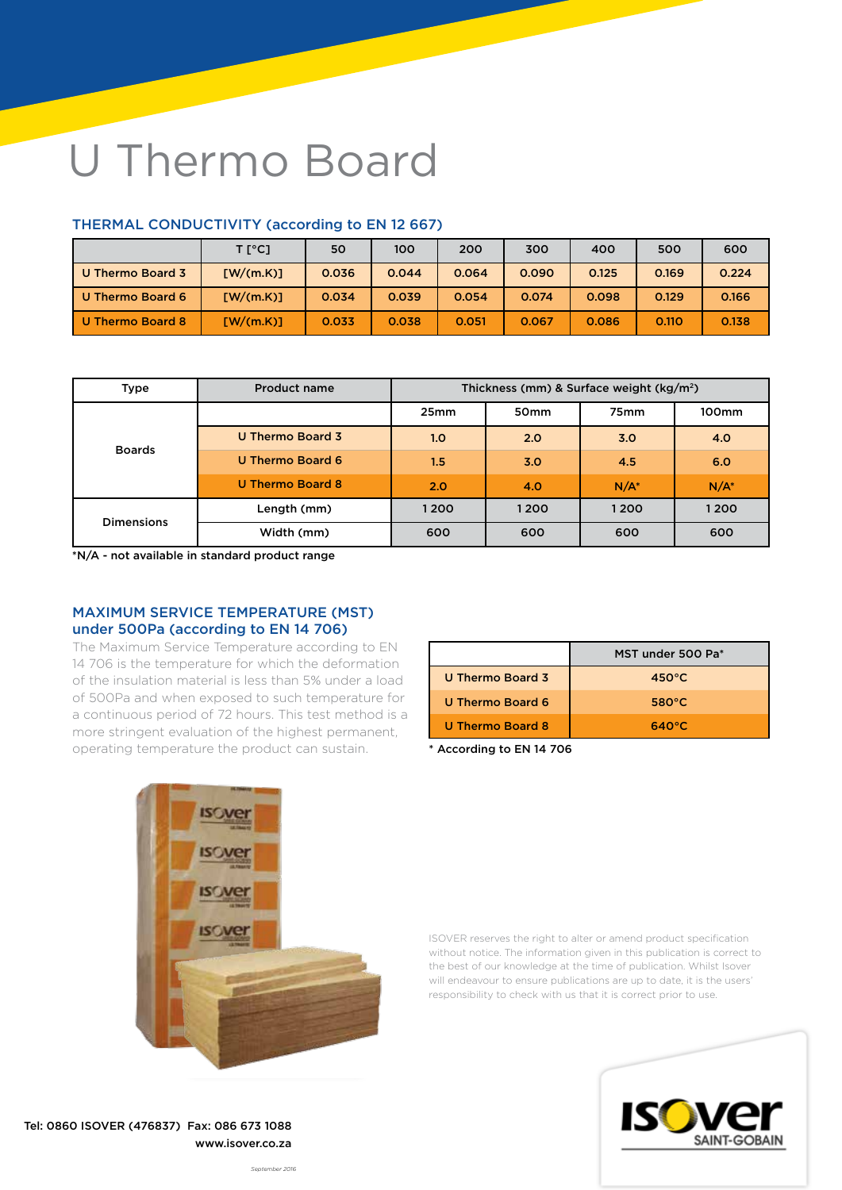# U Thermo Board

## THERMAL CONDUCTIVITY (according to EN 12 667)

| | T [°C] | 50 | 100 | 200 | 300 | 400 | 500 | 600 |
|---|---|---|---|---|---|---|---|---|
| U Thermo Board 3 | [W/(m.K)] | 0.036 | 0.044 | 0.064 | 0.090 | 0.125 | 0.169 | 0.224 |
| U Thermo Board 6 | [W/(m.K)] | 0.034 | 0.039 | 0.054 | 0.074 | 0.098 | 0.129 | 0.166 |
| U Thermo Board 8 | [W/(m.K)] | 0.033 | 0.038 | 0.051 | 0.067 | 0.086 | 0.110 | 0.138 |

| Type | Product name | Thickness (mm) & Surface weight (kg/m²) | | | |
|---|---|---|---|---|---|
| Boards | | 25mm | 50mm | 75mm | 100mm |
| | U Thermo Board 3 | 1.0 | 2.0 | 3.0 | 4.0 |
| | U Thermo Board 6 | 1.5 | 3.0 | 4.5 | 6.0 |
| | U Thermo Board 8 | 2.0 | 4.0 | N/A* | N/A* |
| Dimensions | Length (mm) | 1 200 | 1 200 | 1 200 | 1 200 |
| | Width (mm) | 600 | 600 | 600 | 600 |

*N/A - not available in standard product range

## MAXIMUM SERVICE TEMPERATURE (MST) under 500Pa (according to EN 14 706)

The Maximum Service Temperature according to EN 14 706 is the temperature for which the deformation of the insulation material is less than 5% under a load of 500Pa and when exposed to such temperature for a continuous period of 72 hours. This test method is a more stringent evaluation of the highest permanent, operating temperature the product can sustain.

| | MST under 500 Pa* |
|---|---|
| U Thermo Board 3 | 450°C |
| U Thermo Board 6 | 580°C |
| U Thermo Board 8 | 640°C |

\* According to EN 14 706

ISOVER reserves the right to alter or amend product specification without notice. The information given in this publication is correct to the best of our knowledge at the time of publication. Whilst Isover will endeavour to ensure publications are up to date, it is the users' responsibility to check with us that it is correct prior to use.

Tel: 0860 ISOVER (476837) Fax: 086 673 1088
www.isover.co.za

*September 2016*